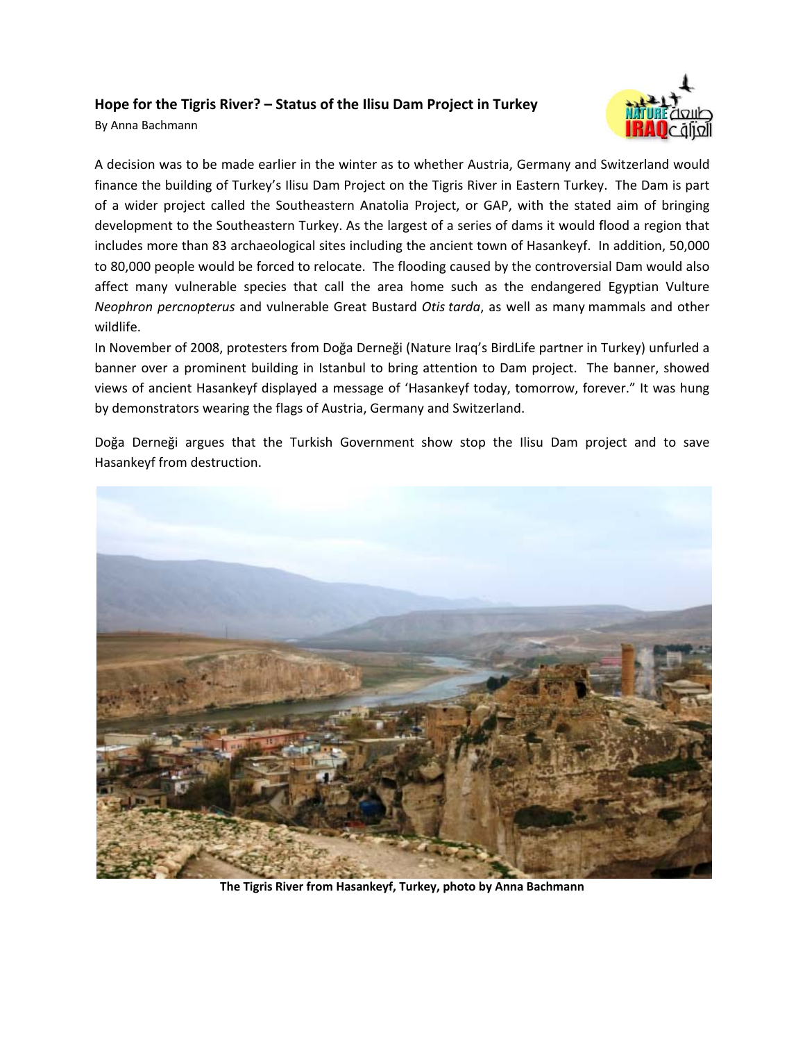**Hope for the Tigris River? – Status of the Ilisu Dam Project in Turkey**

By Anna Bachmann

A decision was to be made earlier in the winter as to whether Austria, Germany and Switzerland would finance the building of Turkey's Ilisu Dam Project on the Tigris River in Eastern Turkey. The Dam is part of a wider project called the Southeastern Anatolia Project, or GAP, with the stated aim of bringing development to the Southeastern Turkey. As the largest of a series of dams it would flood a region that includes more than 83 archaeological sites including the ancient town of Hasankeyf. In addition, 50,000 to 80,000 people would be forced to relocate. The flooding caused by the controversial Dam would also affect many vulnerable species that call the area home such as the endangered Egyptian Vulture *Neophron percnopterus* and vulnerable Great Bustard *Otis tarda*, as well as many mammals and other wildlife.

In November of 2008, protesters from Doğa Derneği (Nature Iraq's BirdLife partner in Turkey) unfurled a banner over a prominent building in Istanbul to bring attention to Dam project. The banner, showed views of ancient Hasankeyf displayed a message of 'Hasankeyf today, tomorrow, forever." It was hung by demonstrators wearing the flags of Austria, Germany and Switzerland.

Doğa Derneği argues that the Turkish Government show stop the Ilisu Dam project and to save Hasankeyf from destruction.

**The Tigris River from Hasankeyf, Turkey, photo by Anna Bachmann**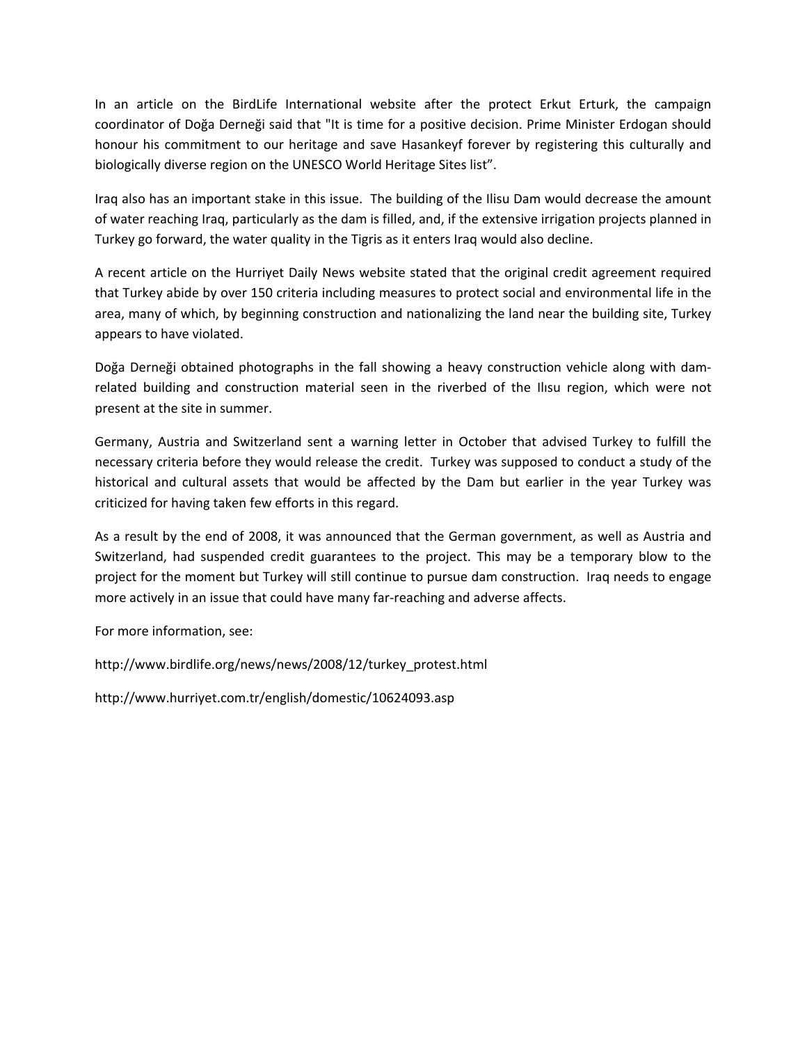In an article on the BirdLife International website after the protect Erkut Erturk, the campaign coordinator of Doğa Derneği said that "It is time for a positive decision. Prime Minister Erdogan should honour his commitment to our heritage and save Hasankeyf forever by registering this culturally and biologically diverse region on the UNESCO World Heritage Sites list".

Iraq also has an important stake in this issue. The building of the Ilisu Dam would decrease the amount of water reaching Iraq, particularly as the dam is filled, and, if the extensive irrigation projects planned in Turkey go forward, the water quality in the Tigris as it enters Iraq would also decline.

A recent article on the Hurriyet Daily News website stated that the original credit agreement required that Turkey abide by over 150 criteria including measures to protect social and environmental life in the area, many of which, by beginning construction and nationalizing the land near the building site, Turkey appears to have violated.

Doğa Derneği obtained photographs in the fall showing a heavy construction vehicle along with dam-related building and construction material seen in the riverbed of the Ilısu region, which were not present at the site in summer.

Germany, Austria and Switzerland sent a warning letter in October that advised Turkey to fulfill the necessary criteria before they would release the credit. Turkey was supposed to conduct a study of the historical and cultural assets that would be affected by the Dam but earlier in the year Turkey was criticized for having taken few efforts in this regard.

As a result by the end of 2008, it was announced that the German government, as well as Austria and Switzerland, had suspended credit guarantees to the project. This may be a temporary blow to the project for the moment but Turkey will still continue to pursue dam construction. Iraq needs to engage more actively in an issue that could have many far-reaching and adverse affects.

For more information, see:

http://www.birdlife.org/news/news/2008/12/turkey_protest.html

http://www.hurriyet.com.tr/english/domestic/10624093.asp